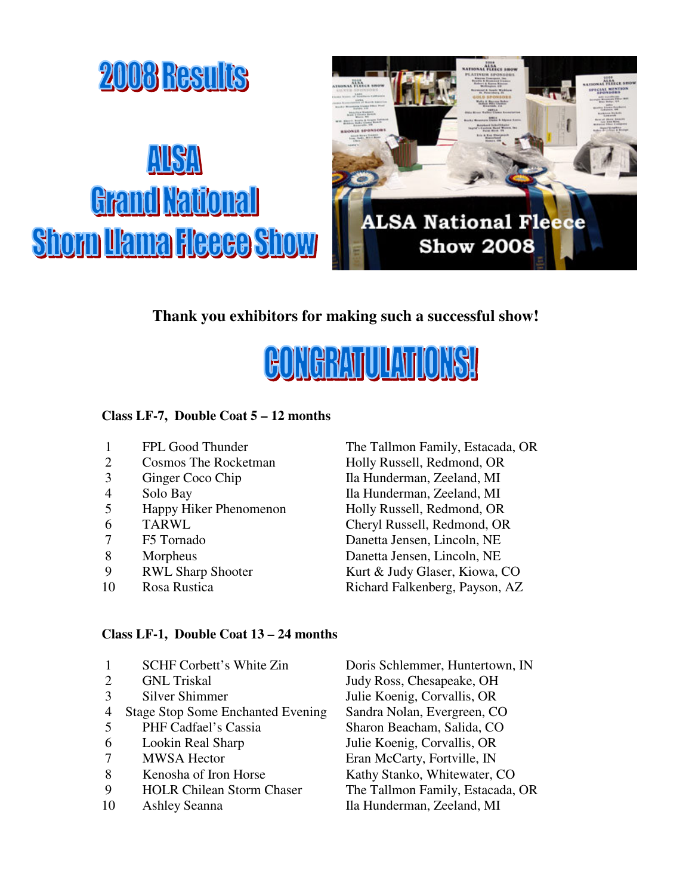# 2008 Results

# ALSA Grand National Shorn Llama Fleece Show

**Thank you exhibitors for making such a successful show!**

# CONGRATULATIONS!

**Class LF-7, Double Coat 5 – 12 months**

| | | |
|---|---|---|
| 1 | FPL Good Thunder | The Tallmon Family, Estacada, OR |
| 2 | Cosmos The Rocketman | Holly Russell, Redmond, OR |
| 3 | Ginger Coco Chip | Ila Hunderman, Zeeland, MI |
| 4 | Solo Bay | Ila Hunderman, Zeeland, MI |
| 5 | Happy Hiker Phenomenon | Holly Russell, Redmond, OR |
| 6 | TARWL | Cheryl Russell, Redmond, OR |
| 7 | F5 Tornado | Danetta Jensen, Lincoln, NE |
| 8 | Morpheus | Danetta Jensen, Lincoln, NE |
| 9 | RWL Sharp Shooter | Kurt & Judy Glaser, Kiowa, CO |
| 10 | Rosa Rustica | Richard Falkenberg, Payson, AZ |

**Class LF-1, Double Coat 13 – 24 months**

| | | |
|---|---|---|
| 1 | SCHF Corbett's White Zin | Doris Schlemmer, Huntertown, IN |
| 2 | GNL Triskal | Judy Ross, Chesapeake, OH |
| 3 | Silver Shimmer | Julie Koenig, Corvallis, OR |
| 4 | Stage Stop Some Enchanted Evening | Sandra Nolan, Evergreen, CO |
| 5 | PHF Cadfael's Cassia | Sharon Beacham, Salida, CO |
| 6 | Lookin Real Sharp | Julie Koenig, Corvallis, OR |
| 7 | MWSA Hector | Eran McCarty, Fortville, IN |
| 8 | Kenosha of Iron Horse | Kathy Stanko, Whitewater, CO |
| 9 | HOLR Chilean Storm Chaser | The Tallmon Family, Estacada, OR |
| 10 | Ashley Seanna | Ila Hunderman, Zeeland, MI |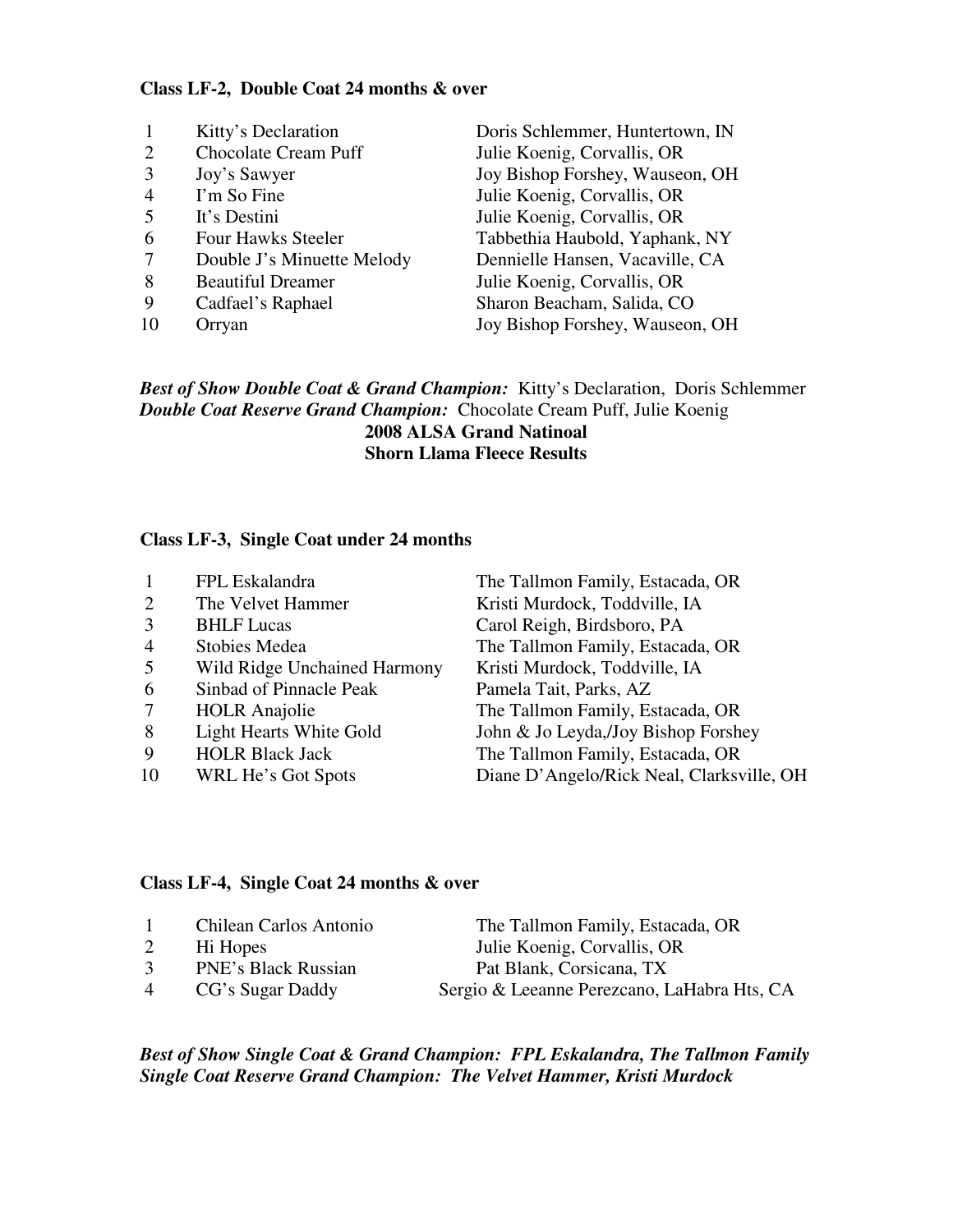**Class LF-2, Double Coat 24 months & over**

| | | |
|---|---|---|
| 1 | Kitty's Declaration | Doris Schlemmer, Huntertown, IN |
| 2 | Chocolate Cream Puff | Julie Koenig, Corvallis, OR |
| 3 | Joy's Sawyer | Joy Bishop Forshey, Wauseon, OH |
| 4 | I'm So Fine | Julie Koenig, Corvallis, OR |
| 5 | It's Destini | Julie Koenig, Corvallis, OR |
| 6 | Four Hawks Steeler | Tabbethia Haubold, Yaphank, NY |
| 7 | Double J's Minuette Melody | Dennielle Hansen, Vacaville, CA |
| 8 | Beautiful Dreamer | Julie Koenig, Corvallis, OR |
| 9 | Cadfael's Raphael | Sharon Beacham, Salida, CO |
| 10 | Orryan | Joy Bishop Forshey, Wauseon, OH |

***Best of Show Double Coat & Grand Champion:*** Kitty's Declaration, Doris Schlemmer
***Double Coat Reserve Grand Champion:*** Chocolate Cream Puff, Julie Koenig

**2008 ALSA Grand Natinoal**
**Shorn Llama Fleece Results**

**Class LF-3, Single Coat under 24 months**

| | | |
|---|---|---|
| 1 | FPL Eskalandra | The Tallmon Family, Estacada, OR |
| 2 | The Velvet Hammer | Kristi Murdock, Toddville, IA |
| 3 | BHLF Lucas | Carol Reigh, Birdsboro, PA |
| 4 | Stobies Medea | The Tallmon Family, Estacada, OR |
| 5 | Wild Ridge Unchained Harmony | Kristi Murdock, Toddville, IA |
| 6 | Sinbad of Pinnacle Peak | Pamela Tait, Parks, AZ |
| 7 | HOLR Anajolie | The Tallmon Family, Estacada, OR |
| 8 | Light Hearts White Gold | John & Jo Leyda,/Joy Bishop Forshey |
| 9 | HOLR Black Jack | The Tallmon Family, Estacada, OR |
| 10 | WRL He's Got Spots | Diane D'Angelo/Rick Neal, Clarksville, OH |

**Class LF-4, Single Coat 24 months & over**

| | | |
|---|---|---|
| 1 | Chilean Carlos Antonio | The Tallmon Family, Estacada, OR |
| 2 | Hi Hopes | Julie Koenig, Corvallis, OR |
| 3 | PNE's Black Russian | Pat Blank, Corsicana, TX |
| 4 | CG's Sugar Daddy | Sergio & Leeanne Perezcano, LaHabra Hts, CA |

***Best of Show Single Coat & Grand Champion: FPL Eskalandra, The Tallmon Family***
***Single Coat Reserve Grand Champion: The Velvet Hammer, Kristi Murdock***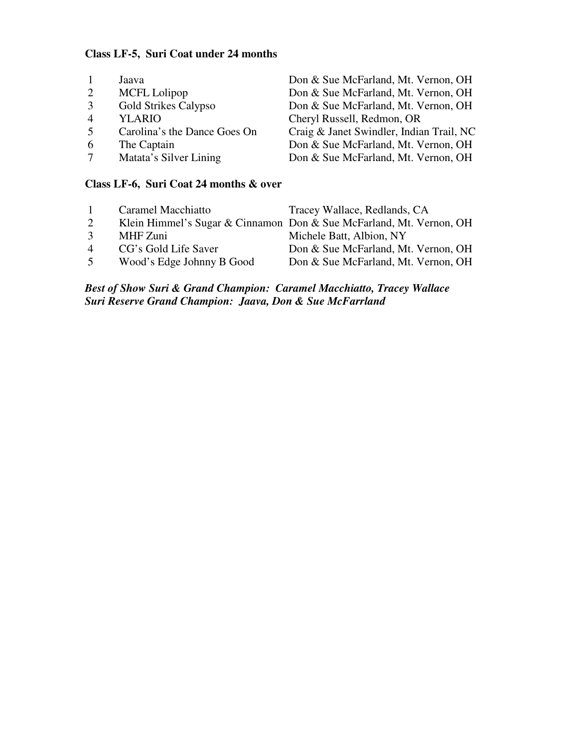**Class LF-5, Suri Coat under 24 months**

| | | |
|---|---|---|
| 1 | Jaava | Don & Sue McFarland, Mt. Vernon, OH |
| 2 | MCFL Lolipop | Don & Sue McFarland, Mt. Vernon, OH |
| 3 | Gold Strikes Calypso | Don & Sue McFarland, Mt. Vernon, OH |
| 4 | YLARIO | Cheryl Russell, Redmon, OR |
| 5 | Carolina's the Dance Goes On | Craig & Janet Swindler, Indian Trail, NC |
| 6 | The Captain | Don & Sue McFarland, Mt. Vernon, OH |
| 7 | Matata's Silver Lining | Don & Sue McFarland, Mt. Vernon, OH |

**Class LF-6, Suri Coat 24 months & over**

| | | |
|---|---|---|
| 1 | Caramel Macchiatto | Tracey Wallace, Redlands, CA |
| 2 | Klein Himmel's Sugar & Cinnamon | Don & Sue McFarland, Mt. Vernon, OH |
| 3 | MHF Zuni | Michele Batt, Albion, NY |
| 4 | CG's Gold Life Saver | Don & Sue McFarland, Mt. Vernon, OH |
| 5 | Wood's Edge Johnny B Good | Don & Sue McFarland, Mt. Vernon, OH |

***Best of Show Suri & Grand Champion: Caramel Macchiatto, Tracey Wallace***
***Suri Reserve Grand Champion: Jaava, Don & Sue McFarrland***